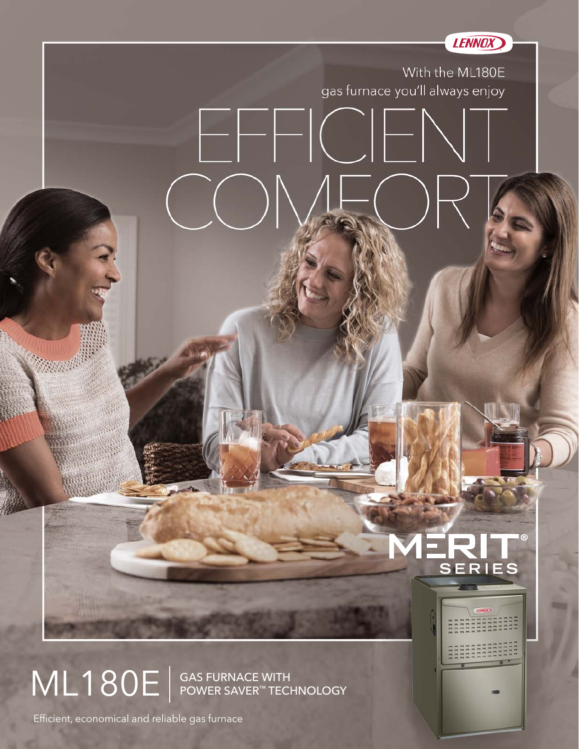LENNOX

With the ML180E gas furnace you'll always enjoy

# EFFICIENT COMFORT

MERIT® SERIES

# ML180E

GAS FURNACE WITH POWER SAVER™ TECHNOLOGY

Efficient, economical and reliable gas furnace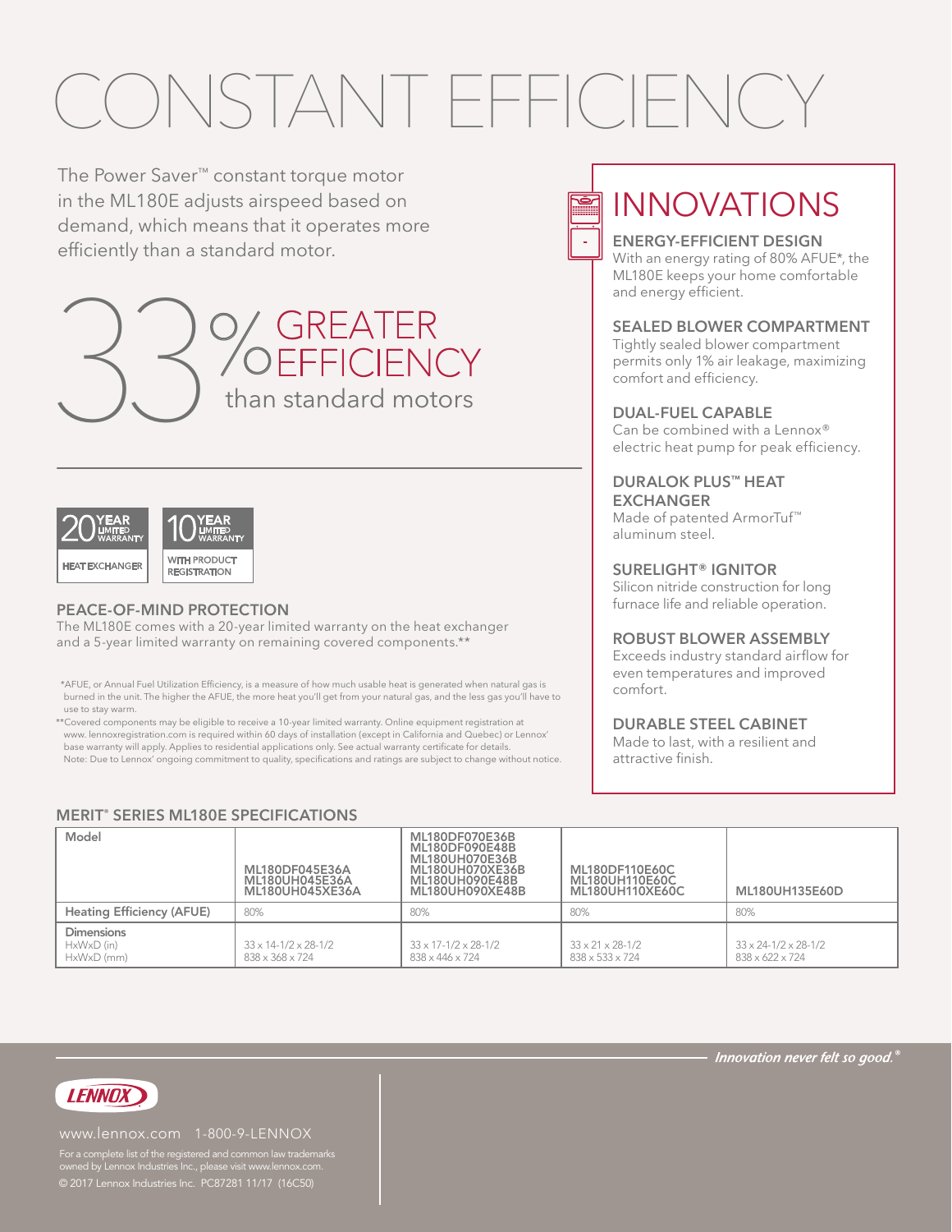# CONSTANT EFFICIENCY

The Power Saver™ constant torque motor in the ML180E adjusts airspeed based on demand, which means that it operates more efficiently than a standard motor.

## 33% GREATER EFFICIENCY than standard motors

20 YEAR LIMITED WARRANTY — HEAT EXCHANGER

10 YEAR LIMITED WARRANTY — WITH PRODUCT REGISTRATION

### PEACE-OF-MIND PROTECTION

The ML180E comes with a 20-year limited warranty on the heat exchanger and a 5-year limited warranty on remaining covered components.**

*AFUE, or Annual Fuel Utilization Efficiency, is a measure of how much usable heat is generated when natural gas is burned in the unit. The higher the AFUE, the more heat you'll get from your natural gas, and the less gas you'll have to use to stay warm.

**Covered components may be eligible to receive a 10-year limited warranty. Online equipment registration at www. lennoxregistration.com is required within 60 days of installation (except in California and Quebec) or Lennox' base warranty will apply. Applies to residential applications only. See actual warranty certificate for details.
Note: Due to Lennox' ongoing commitment to quality, specifications and ratings are subject to change without notice.

## INNOVATIONS

### ENERGY-EFFICIENT DESIGN

With an energy rating of 80% AFUE*, the ML180E keeps your home comfortable and energy efficient.

### SEALED BLOWER COMPARTMENT

Tightly sealed blower compartment permits only 1% air leakage, maximizing comfort and efficiency.

### DUAL-FUEL CAPABLE

Can be combined with a Lennox® electric heat pump for peak efficiency.

### DURALOK PLUS™ HEAT EXCHANGER

Made of patented ArmorTuf™ aluminum steel.

### SURELIGHT® IGNITOR

Silicon nitride construction for long furnace life and reliable operation.

### ROBUST BLOWER ASSEMBLY

Exceeds industry standard airflow for even temperatures and improved comfort.

### DURABLE STEEL CABINET

Made to last, with a resilient and attractive finish.

### MERIT® SERIES ML180E SPECIFICATIONS

| Model | ML180DF045E36A<br>ML180UH045E36A<br>ML180UH045XE36A | ML180DF070E36B<br>ML180DF090E48B<br>ML180UH070E36B<br>ML180UH070XE36B<br>ML180UH090E48B<br>ML180UH090XE48B | ML180DF110E60C<br>ML180UH110E60C<br>ML180UH110XE60C | ML180UH135E60D |
|---|---|---|---|---|
| Heating Efficiency (AFUE) | 80% | 80% | 80% | 80% |
| Dimensions<br>HxWxD (in)<br>HxWxD (mm) | 33 x 14-1/2 x 28-1/2<br>838 x 368 x 724 | 33 x 17-1/2 x 28-1/2<br>838 x 446 x 724 | 33 x 21 x 28-1/2<br>838 x 533 x 724 | 33 x 24-1/2 x 28-1/2<br>838 x 622 x 724 |

*Innovation never felt so good.®*

LENNOX

www.lennox.com 1-800-9-LENNOX

For a complete list of the registered and common law trademarks owned by Lennox Industries Inc., please visit www.lennox.com.

© 2017 Lennox Industries Inc. PC87281 11/17 (16C50)